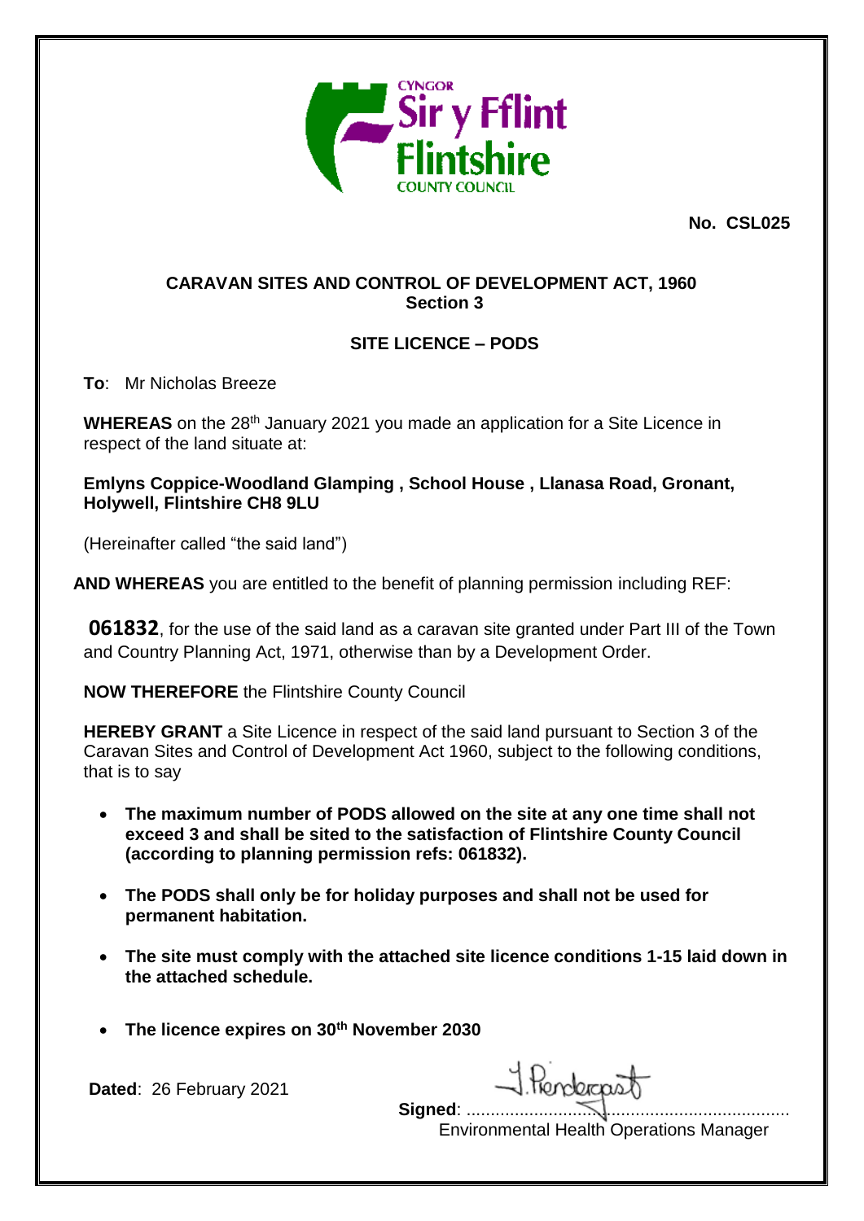CYNGOR
Sir y Fflint
Flintshire
COUNTY COUNCIL

**No. CSL025**

**CARAVAN SITES AND CONTROL OF DEVELOPMENT ACT, 1960**
**Section 3**

**SITE LICENCE – PODS**

**To**: Mr Nicholas Breeze

**WHEREAS** on the 28th January 2021 you made an application for a Site Licence in respect of the land situate at:

**Emlyns Coppice-Woodland Glamping , School House , Llanasa Road, Gronant, Holywell, Flintshire CH8 9LU**

(Hereinafter called "the said land")

**AND WHEREAS** you are entitled to the benefit of planning permission including REF:

**061832**, for the use of the said land as a caravan site granted under Part III of the Town and Country Planning Act, 1971, otherwise than by a Development Order.

**NOW THEREFORE** the Flintshire County Council

**HEREBY GRANT** a Site Licence in respect of the said land pursuant to Section 3 of the Caravan Sites and Control of Development Act 1960, subject to the following conditions, that is to say

- **The maximum number of PODS allowed on the site at any one time shall not exceed 3 and shall be sited to the satisfaction of Flintshire County Council (according to planning permission refs: 061832).**
- **The PODS shall only be for holiday purposes and shall not be used for permanent habitation.**
- **The site must comply with the attached site licence conditions 1-15 laid down in the attached schedule.**
- **The licence expires on 30th November 2030**

**Dated**: 26 February 2021

**Signed**: J. Pendergast
Environmental Health Operations Manager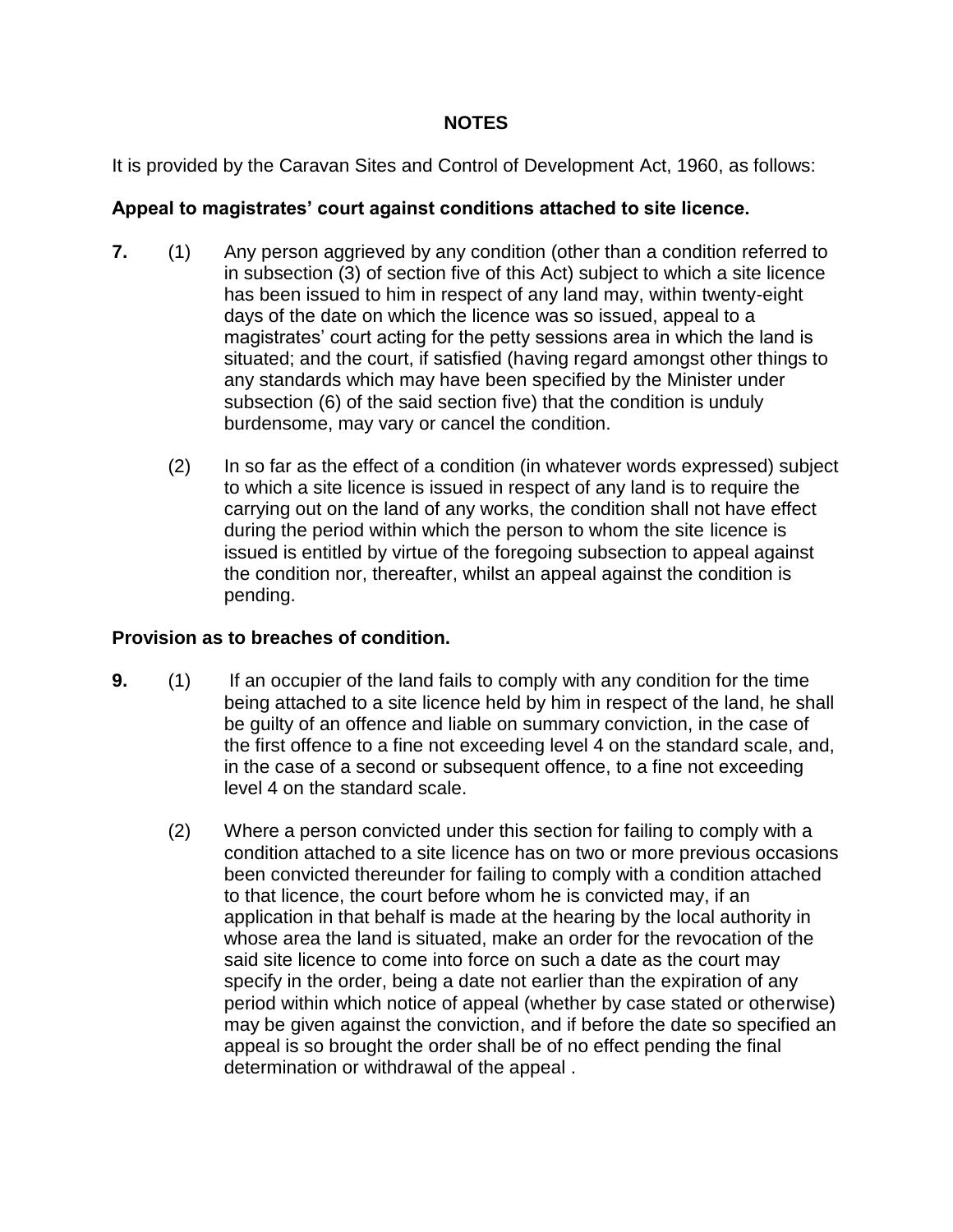## NOTES

It is provided by the Caravan Sites and Control of Development Act, 1960, as follows:

### Appeal to magistrates' court against conditions attached to site licence.

**7.** (1) Any person aggrieved by any condition (other than a condition referred to in subsection (3) of section five of this Act) subject to which a site licence has been issued to him in respect of any land may, within twenty-eight days of the date on which the licence was so issued, appeal to a magistrates' court acting for the petty sessions area in which the land is situated; and the court, if satisfied (having regard amongst other things to any standards which may have been specified by the Minister under subsection (6) of the said section five) that the condition is unduly burdensome, may vary or cancel the condition.

(2) In so far as the effect of a condition (in whatever words expressed) subject to which a site licence is issued in respect of any land is to require the carrying out on the land of any works, the condition shall not have effect during the period within which the person to whom the site licence is issued is entitled by virtue of the foregoing subsection to appeal against the condition nor, thereafter, whilst an appeal against the condition is pending.

### Provision as to breaches of condition.

**9.** (1) If an occupier of the land fails to comply with any condition for the time being attached to a site licence held by him in respect of the land, he shall be guilty of an offence and liable on summary conviction, in the case of the first offence to a fine not exceeding level 4 on the standard scale, and, in the case of a second or subsequent offence, to a fine not exceeding level 4 on the standard scale.

(2) Where a person convicted under this section for failing to comply with a condition attached to a site licence has on two or more previous occasions been convicted thereunder for failing to comply with a condition attached to that licence, the court before whom he is convicted may, if an application in that behalf is made at the hearing by the local authority in whose area the land is situated, make an order for the revocation of the said site licence to come into force on such a date as the court may specify in the order, being a date not earlier than the expiration of any period within which notice of appeal (whether by case stated or otherwise) may be given against the conviction, and if before the date so specified an appeal is so brought the order shall be of no effect pending the final determination or withdrawal of the appeal .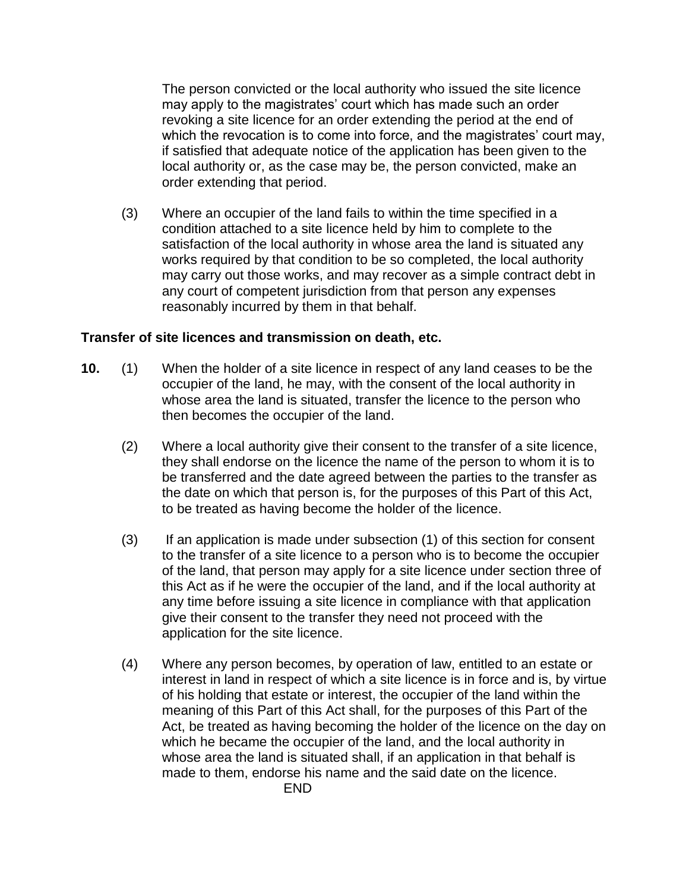The person convicted or the local authority who issued the site licence may apply to the magistrates' court which has made such an order revoking a site licence for an order extending the period at the end of which the revocation is to come into force, and the magistrates' court may, if satisfied that adequate notice of the application has been given to the local authority or, as the case may be, the person convicted, make an order extending that period.

(3) Where an occupier of the land fails to within the time specified in a condition attached to a site licence held by him to complete to the satisfaction of the local authority in whose area the land is situated any works required by that condition to be so completed, the local authority may carry out those works, and may recover as a simple contract debt in any court of competent jurisdiction from that person any expenses reasonably incurred by them in that behalf.

**Transfer of site licences and transmission on death, etc.**

**10.** (1) When the holder of a site licence in respect of any land ceases to be the occupier of the land, he may, with the consent of the local authority in whose area the land is situated, transfer the licence to the person who then becomes the occupier of the land.

(2) Where a local authority give their consent to the transfer of a site licence, they shall endorse on the licence the name of the person to whom it is to be transferred and the date agreed between the parties to the transfer as the date on which that person is, for the purposes of this Part of this Act, to be treated as having become the holder of the licence.

(3) If an application is made under subsection (1) of this section for consent to the transfer of a site licence to a person who is to become the occupier of the land, that person may apply for a site licence under section three of this Act as if he were the occupier of the land, and if the local authority at any time before issuing a site licence in compliance with that application give their consent to the transfer they need not proceed with the application for the site licence.

(4) Where any person becomes, by operation of law, entitled to an estate or interest in land in respect of which a site licence is in force and is, by virtue of his holding that estate or interest, the occupier of the land within the meaning of this Part of this Act shall, for the purposes of this Part of the Act, be treated as having becoming the holder of the licence on the day on which he became the occupier of the land, and the local authority in whose area the land is situated shall, if an application in that behalf is made to them, endorse his name and the said date on the licence.

END